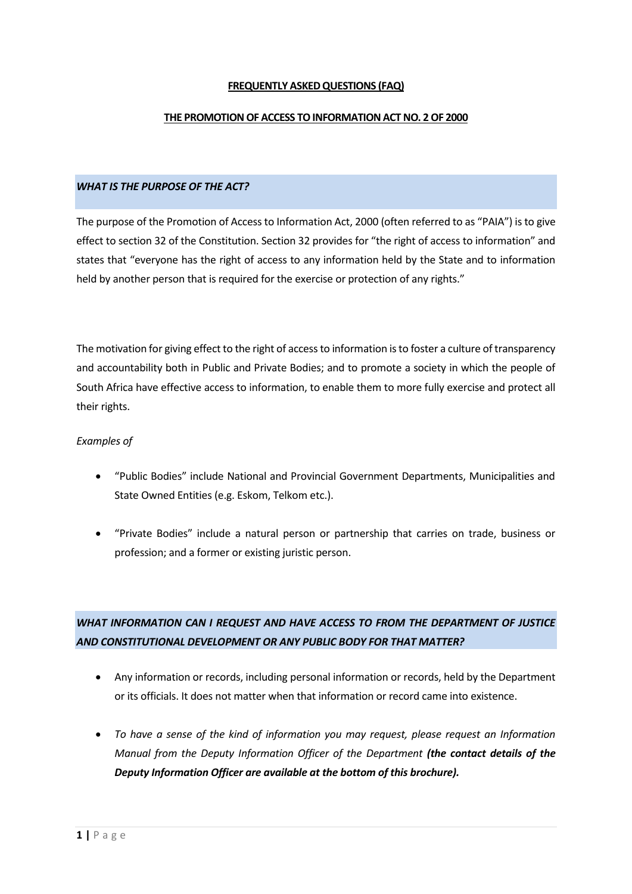**FREQUENTLY ASKED QUESTIONS (FAQ)**

**THE PROMOTION OF ACCESS TO INFORMATION ACT NO. 2 OF 2000**

### *WHAT IS THE PURPOSE OF THE ACT?*

The purpose of the Promotion of Access to Information Act, 2000 (often referred to as "PAIA") is to give effect to section 32 of the Constitution. Section 32 provides for "the right of access to information" and states that "everyone has the right of access to any information held by the State and to information held by another person that is required for the exercise or protection of any rights."

The motivation for giving effect to the right of access to information is to foster a culture of transparency and accountability both in Public and Private Bodies; and to promote a society in which the people of South Africa have effective access to information, to enable them to more fully exercise and protect all their rights.

*Examples of*

- "Public Bodies" include National and Provincial Government Departments, Municipalities and State Owned Entities (e.g. Eskom, Telkom etc.).
- "Private Bodies" include a natural person or partnership that carries on trade, business or profession; and a former or existing juristic person.

### *WHAT INFORMATION CAN I REQUEST AND HAVE ACCESS TO FROM THE DEPARTMENT OF JUSTICE AND CONSTITUTIONAL DEVELOPMENT OR ANY PUBLIC BODY FOR THAT MATTER?*

- Any information or records, including personal information or records, held by the Department or its officials. It does not matter when that information or record came into existence.
- *To have a sense of the kind of information you may request, please request an Information Manual from the Deputy Information Officer of the Department* ***(the contact details of the Deputy Information Officer are available at the bottom of this brochure).***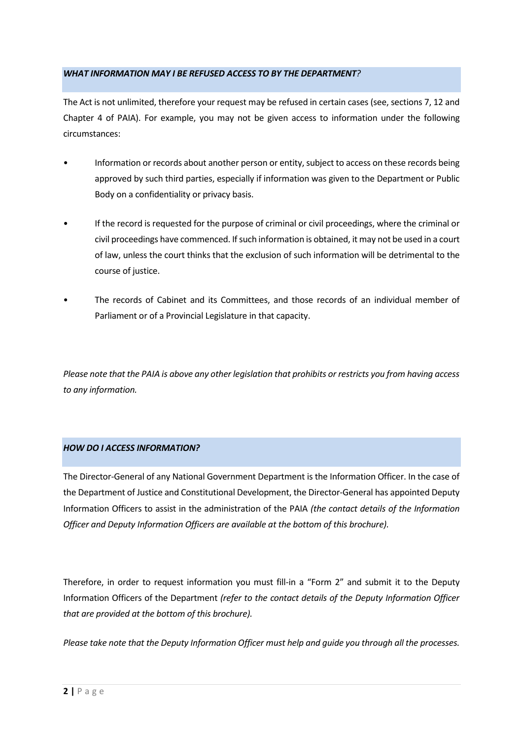## *WHAT INFORMATION MAY I BE REFUSED ACCESS TO BY THE DEPARTMENT?*

The Act is not unlimited, therefore your request may be refused in certain cases (see, sections 7, 12 and Chapter 4 of PAIA). For example, you may not be given access to information under the following circumstances:

- Information or records about another person or entity, subject to access on these records being approved by such third parties, especially if information was given to the Department or Public Body on a confidentiality or privacy basis.
- If the record is requested for the purpose of criminal or civil proceedings, where the criminal or civil proceedings have commenced. If such information is obtained, it may not be used in a court of law, unless the court thinks that the exclusion of such information will be detrimental to the course of justice.
- The records of Cabinet and its Committees, and those records of an individual member of Parliament or of a Provincial Legislature in that capacity.

*Please note that the PAIA is above any other legislation that prohibits or restricts you from having access to any information.*

## *HOW DO I ACCESS INFORMATION?*

The Director-General of any National Government Department is the Information Officer. In the case of the Department of Justice and Constitutional Development, the Director-General has appointed Deputy Information Officers to assist in the administration of the PAIA *(the contact details of the Information Officer and Deputy Information Officers are available at the bottom of this brochure).*

Therefore, in order to request information you must fill-in a "Form 2" and submit it to the Deputy Information Officers of the Department *(refer to the contact details of the Deputy Information Officer that are provided at the bottom of this brochure).*

*Please take note that the Deputy Information Officer must help and guide you through all the processes.*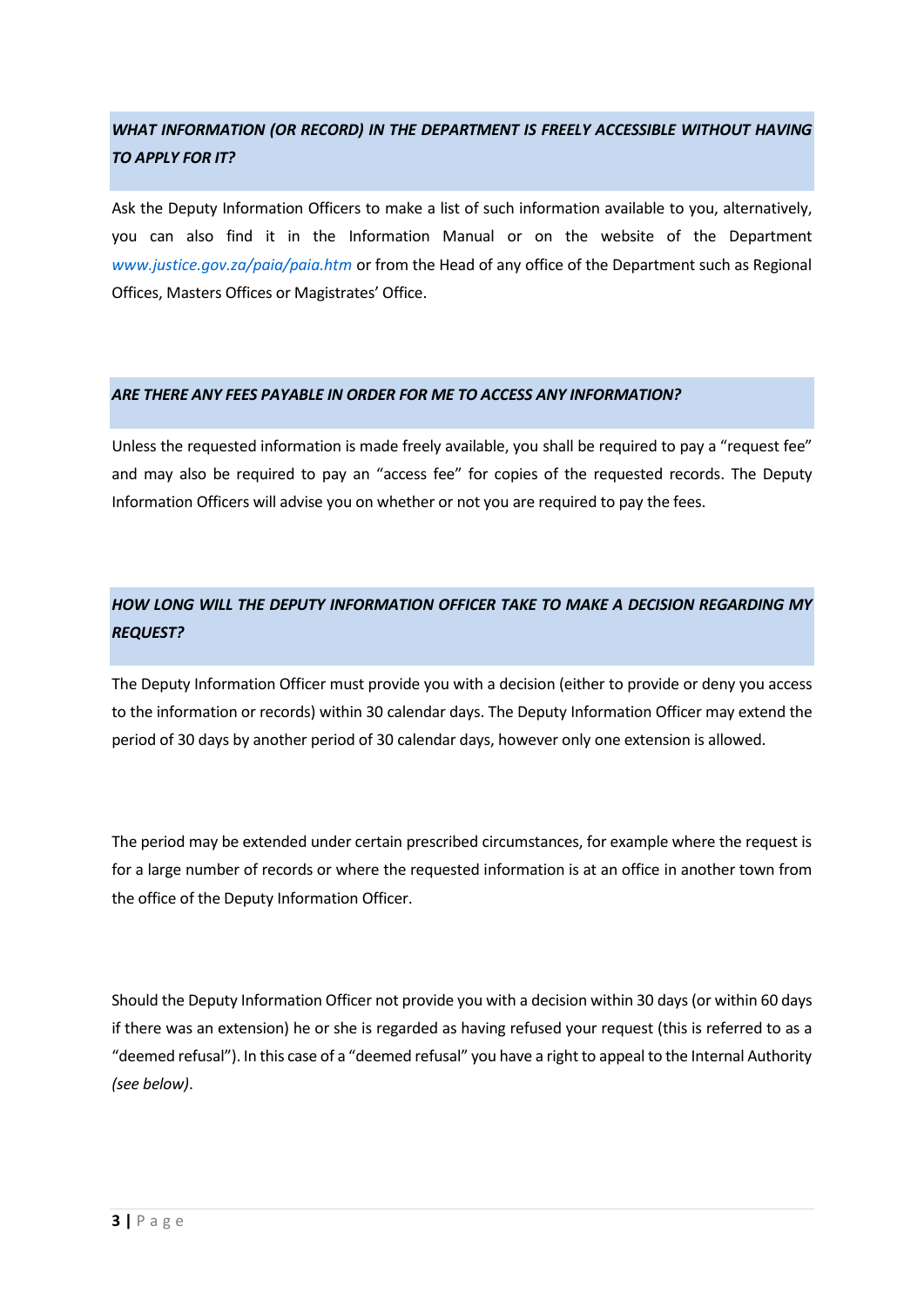### *WHAT INFORMATION (OR RECORD) IN THE DEPARTMENT IS FREELY ACCESSIBLE WITHOUT HAVING TO APPLY FOR IT?*

Ask the Deputy Information Officers to make a list of such information available to you, alternatively, you can also find it in the Information Manual or on the website of the Department *www.justice.gov.za/paia/paia.htm* or from the Head of any office of the Department such as Regional Offices, Masters Offices or Magistrates' Office.

### *ARE THERE ANY FEES PAYABLE IN ORDER FOR ME TO ACCESS ANY INFORMATION?*

Unless the requested information is made freely available, you shall be required to pay a "request fee" and may also be required to pay an "access fee" for copies of the requested records. The Deputy Information Officers will advise you on whether or not you are required to pay the fees.

### *HOW LONG WILL THE DEPUTY INFORMATION OFFICER TAKE TO MAKE A DECISION REGARDING MY REQUEST?*

The Deputy Information Officer must provide you with a decision (either to provide or deny you access to the information or records) within 30 calendar days. The Deputy Information Officer may extend the period of 30 days by another period of 30 calendar days, however only one extension is allowed.

The period may be extended under certain prescribed circumstances, for example where the request is for a large number of records or where the requested information is at an office in another town from the office of the Deputy Information Officer.

Should the Deputy Information Officer not provide you with a decision within 30 days (or within 60 days if there was an extension) he or she is regarded as having refused your request (this is referred to as a "deemed refusal"). In this case of a "deemed refusal" you have a right to appeal to the Internal Authority *(see below)*.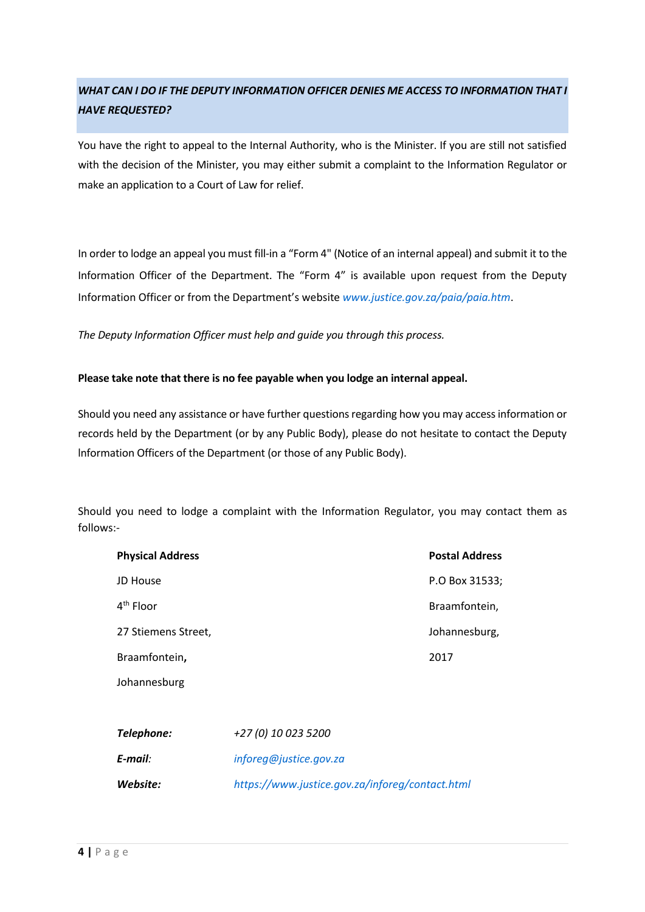## *WHAT CAN I DO IF THE DEPUTY INFORMATION OFFICER DENIES ME ACCESS TO INFORMATION THAT I HAVE REQUESTED?*

You have the right to appeal to the Internal Authority, who is the Minister. If you are still not satisfied with the decision of the Minister, you may either submit a complaint to the Information Regulator or make an application to a Court of Law for relief.

In order to lodge an appeal you must fill-in a "Form 4" (Notice of an internal appeal) and submit it to the Information Officer of the Department. The "Form 4" is available upon request from the Deputy Information Officer or from the Department's website *www.justice.gov.za/paia/paia.htm*.

*The Deputy Information Officer must help and guide you through this process.*

**Please take note that there is no fee payable when you lodge an internal appeal.**

Should you need any assistance or have further questions regarding how you may access information or records held by the Department (or by any Public Body), please do not hesitate to contact the Deputy Information Officers of the Department (or those of any Public Body).

Should you need to lodge a complaint with the Information Regulator, you may contact them as follows:-

| Physical Address | Postal Address |
|---|---|
| JD House | P.O Box 31533; |
| 4th Floor | Braamfontein, |
| 27 Stiemens Street, | Johannesburg, |
| Braamfontein, | 2017 |
| Johannesburg | |

| | |
|---|---|
| ***Telephone:*** | *+27 (0) 10 023 5200* |
| ***E-mail:*** | *inforeg@justice.gov.za* |
| ***Website:*** | *https://www.justice.gov.za/inforeg/contact.html* |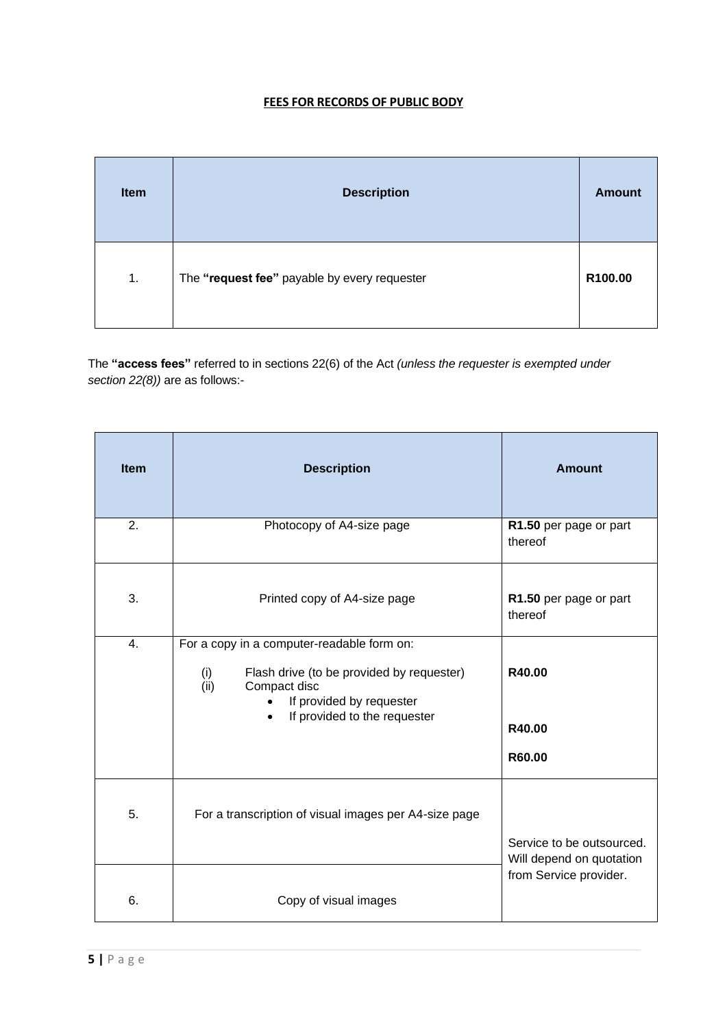**FEES FOR RECORDS OF PUBLIC BODY**

| Item | Description | Amount |
|---|---|---|
| 1. | The **"request fee"** payable by every requester | **R100.00** |

The **"access fees"** referred to in sections 22(6) of the Act *(unless the requester is exempted under section 22(8))* are as follows:-

| Item | Description | Amount |
|---|---|---|
| 2. | Photocopy of A4-size page | **R1.50** per page or part thereof |
| 3. | Printed copy of A4-size page | **R1.50** per page or part thereof |
| 4. | For a copy in a computer-readable form on:<br>(i) Flash drive (to be provided by requester)<br>(ii) Compact disc<br>• If provided by requester<br>• If provided to the requester | <br>**R40.00**<br><br>**R40.00**<br>**R60.00** |
| 5. | For a transcription of visual images per A4-size page | Service to be outsourced. Will depend on quotation from Service provider. |
| 6. | Copy of visual images | |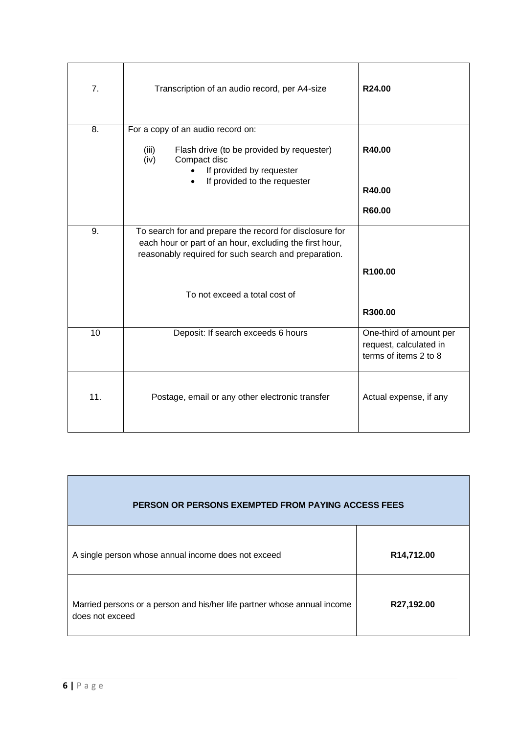| 7. | Transcription of an audio record, per A4-size | **R24.00** |
|---|---|---|
| 8. | For a copy of an audio record on:<br>(iii) Flash drive (to be provided by requester)<br>(iv) Compact disc<br>• If provided by requester<br>• If provided to the requester | **R40.00**<br><br>**R40.00**<br>**R60.00** |
| 9. | To search for and prepare the record for disclosure for each hour or part of an hour, excluding the first hour, reasonably required for such search and preparation.<br><br>To not exceed a total cost of | **R100.00**<br><br>**R300.00** |
| 10 | Deposit: If search exceeds 6 hours | One-third of amount per request, calculated in terms of items 2 to 8 |
| 11. | Postage, email or any other electronic transfer | Actual expense, if any |

| **PERSON OR PERSONS EXEMPTED FROM PAYING ACCESS FEES** | |
|---|---|
| A single person whose annual income does not exceed | **R14,712.00** |
| Married persons or a person and his/her life partner whose annual income does not exceed | **R27,192.00** |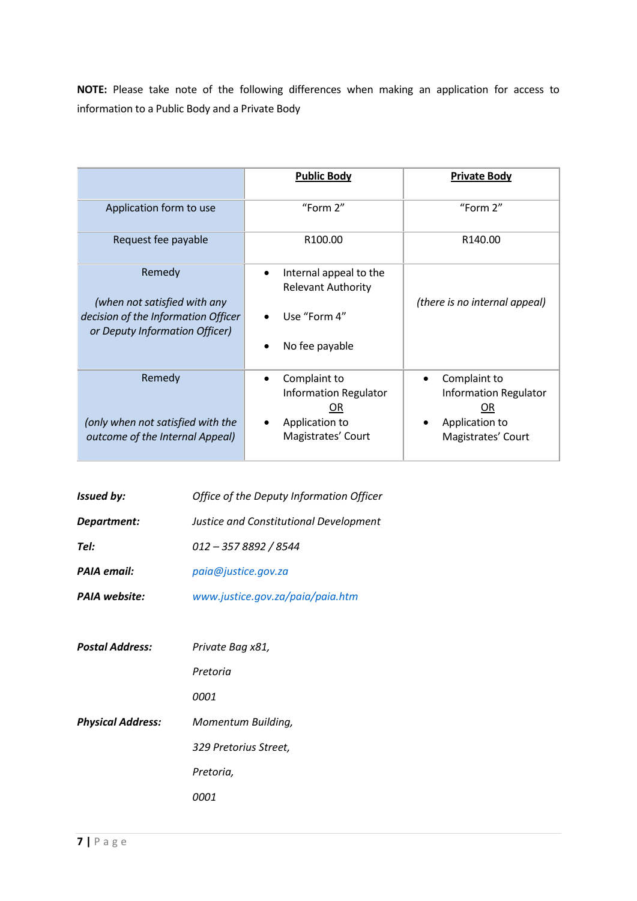**NOTE:** Please take note of the following differences when making an application for access to information to a Public Body and a Private Body

| | **Public Body** | **Private Body** |
|---|---|---|
| Application form to use | "Form 2" | "Form 2" |
| Request fee payable | R100.00 | R140.00 |
| Remedy<br><br>*(when not satisfied with any decision of the Information Officer or Deputy Information Officer)* | • Internal appeal to the Relevant Authority<br>• Use "Form 4"<br>• No fee payable | *(there is no internal appeal)* |
| Remedy<br><br>*(only when not satisfied with the outcome of the Internal Appeal)* | • Complaint to Information Regulator<br>OR<br>• Application to Magistrates' Court | • Complaint to Information Regulator<br>OR<br>• Application to Magistrates' Court |

***Issued by:*** *Office of the Deputy Information Officer*

***Department:*** *Justice and Constitutional Development*

***Tel:*** *012 – 357 8892 / 8544*

***PAIA email:*** *paia@justice.gov.za*

***PAIA website:*** *www.justice.gov.za/paia/paia.htm*

***Postal Address:***
*Private Bag x81,*
*Pretoria*
*0001*

***Physical Address:***
*Momentum Building,*
*329 Pretorius Street,*
*Pretoria,*
*0001*